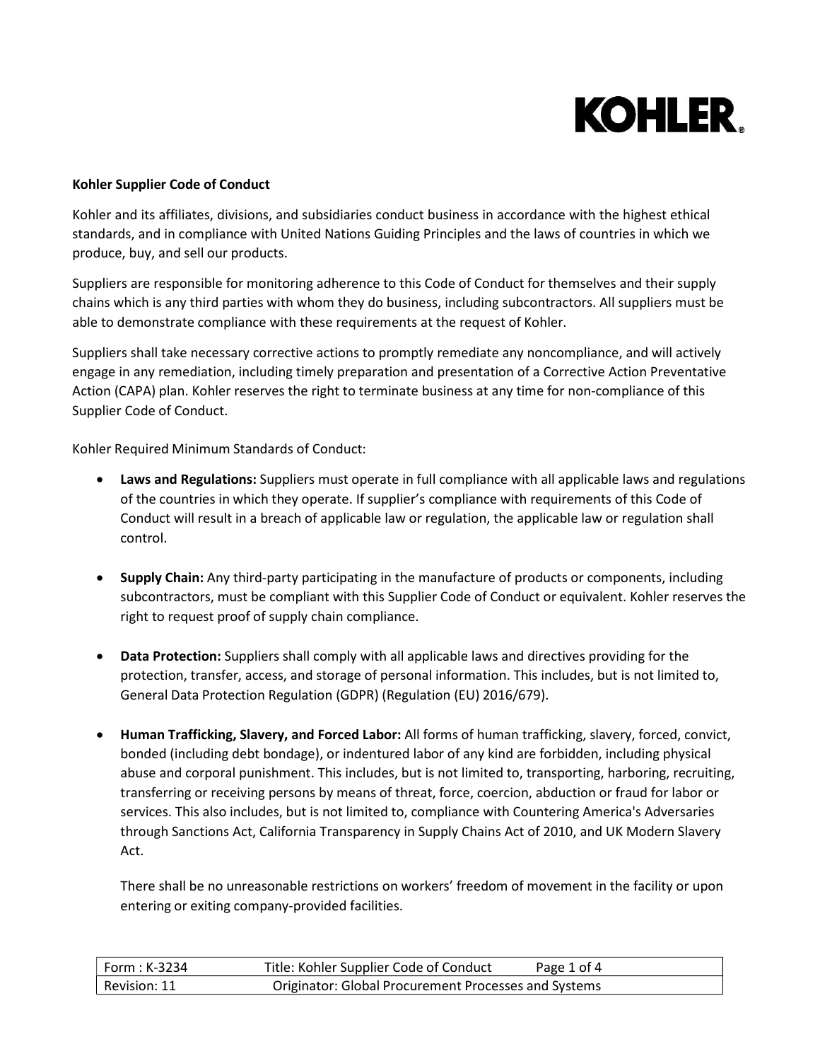**Kohler Supplier Code of Conduct**

Kohler and its affiliates, divisions, and subsidiaries conduct business in accordance with the highest ethical standards, and in compliance with United Nations Guiding Principles and the laws of countries in which we produce, buy, and sell our products.

Suppliers are responsible for monitoring adherence to this Code of Conduct for themselves and their supply chains which is any third parties with whom they do business, including subcontractors. All suppliers must be able to demonstrate compliance with these requirements at the request of Kohler.

Suppliers shall take necessary corrective actions to promptly remediate any noncompliance, and will actively engage in any remediation, including timely preparation and presentation of a Corrective Action Preventative Action (CAPA) plan. Kohler reserves the right to terminate business at any time for non-compliance of this Supplier Code of Conduct.

Kohler Required Minimum Standards of Conduct:

- **Laws and Regulations:** Suppliers must operate in full compliance with all applicable laws and regulations of the countries in which they operate. If supplier's compliance with requirements of this Code of Conduct will result in a breach of applicable law or regulation, the applicable law or regulation shall control.

- **Supply Chain:** Any third-party participating in the manufacture of products or components, including subcontractors, must be compliant with this Supplier Code of Conduct or equivalent. Kohler reserves the right to request proof of supply chain compliance.

- **Data Protection:** Suppliers shall comply with all applicable laws and directives providing for the protection, transfer, access, and storage of personal information. This includes, but is not limited to, General Data Protection Regulation (GDPR) (Regulation (EU) 2016/679).

- **Human Trafficking, Slavery, and Forced Labor:** All forms of human trafficking, slavery, forced, convict, bonded (including debt bondage), or indentured labor of any kind are forbidden, including physical abuse and corporal punishment. This includes, but is not limited to, transporting, harboring, recruiting, transferring or receiving persons by means of threat, force, coercion, abduction or fraud for labor or services. This also includes, but is not limited to, compliance with Countering America's Adversaries through Sanctions Act, California Transparency in Supply Chains Act of 2010, and UK Modern Slavery Act.

  There shall be no unreasonable restrictions on workers' freedom of movement in the facility or upon entering or exiting company-provided facilities.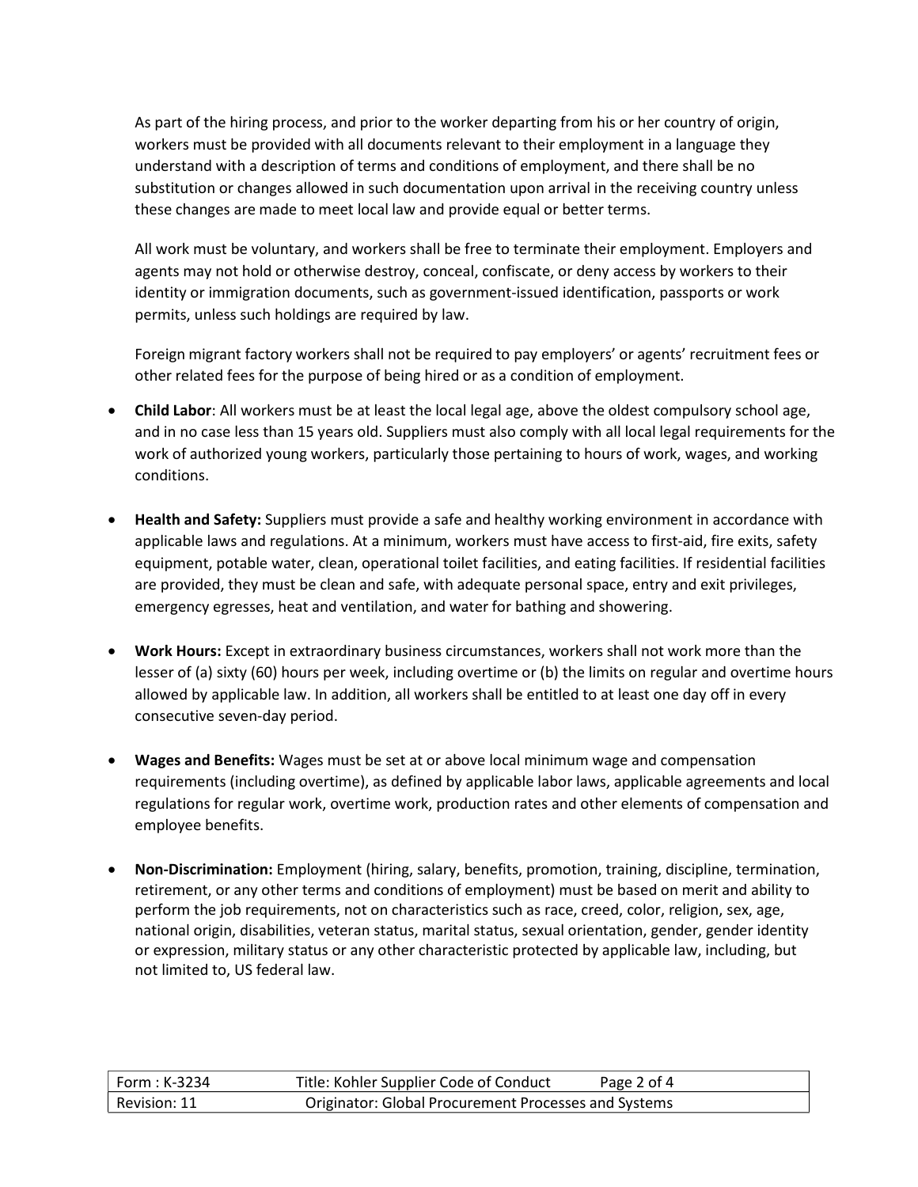As part of the hiring process, and prior to the worker departing from his or her country of origin, workers must be provided with all documents relevant to their employment in a language they understand with a description of terms and conditions of employment, and there shall be no substitution or changes allowed in such documentation upon arrival in the receiving country unless these changes are made to meet local law and provide equal or better terms.

All work must be voluntary, and workers shall be free to terminate their employment. Employers and agents may not hold or otherwise destroy, conceal, confiscate, or deny access by workers to their identity or immigration documents, such as government-issued identification, passports or work permits, unless such holdings are required by law.

Foreign migrant factory workers shall not be required to pay employers' or agents' recruitment fees or other related fees for the purpose of being hired or as a condition of employment.

- **Child Labor**: All workers must be at least the local legal age, above the oldest compulsory school age, and in no case less than 15 years old. Suppliers must also comply with all local legal requirements for the work of authorized young workers, particularly those pertaining to hours of work, wages, and working conditions.

- **Health and Safety:** Suppliers must provide a safe and healthy working environment in accordance with applicable laws and regulations. At a minimum, workers must have access to first-aid, fire exits, safety equipment, potable water, clean, operational toilet facilities, and eating facilities. If residential facilities are provided, they must be clean and safe, with adequate personal space, entry and exit privileges, emergency egresses, heat and ventilation, and water for bathing and showering.

- **Work Hours:** Except in extraordinary business circumstances, workers shall not work more than the lesser of (a) sixty (60) hours per week, including overtime or (b) the limits on regular and overtime hours allowed by applicable law. In addition, all workers shall be entitled to at least one day off in every consecutive seven-day period.

- **Wages and Benefits:** Wages must be set at or above local minimum wage and compensation requirements (including overtime), as defined by applicable labor laws, applicable agreements and local regulations for regular work, overtime work, production rates and other elements of compensation and employee benefits.

- **Non-Discrimination:** Employment (hiring, salary, benefits, promotion, training, discipline, termination, retirement, or any other terms and conditions of employment) must be based on merit and ability to perform the job requirements, not on characteristics such as race, creed, color, religion, sex, age, national origin, disabilities, veteran status, marital status, sexual orientation, gender, gender identity or expression, military status or any other characteristic protected by applicable law, including, but not limited to, US federal law.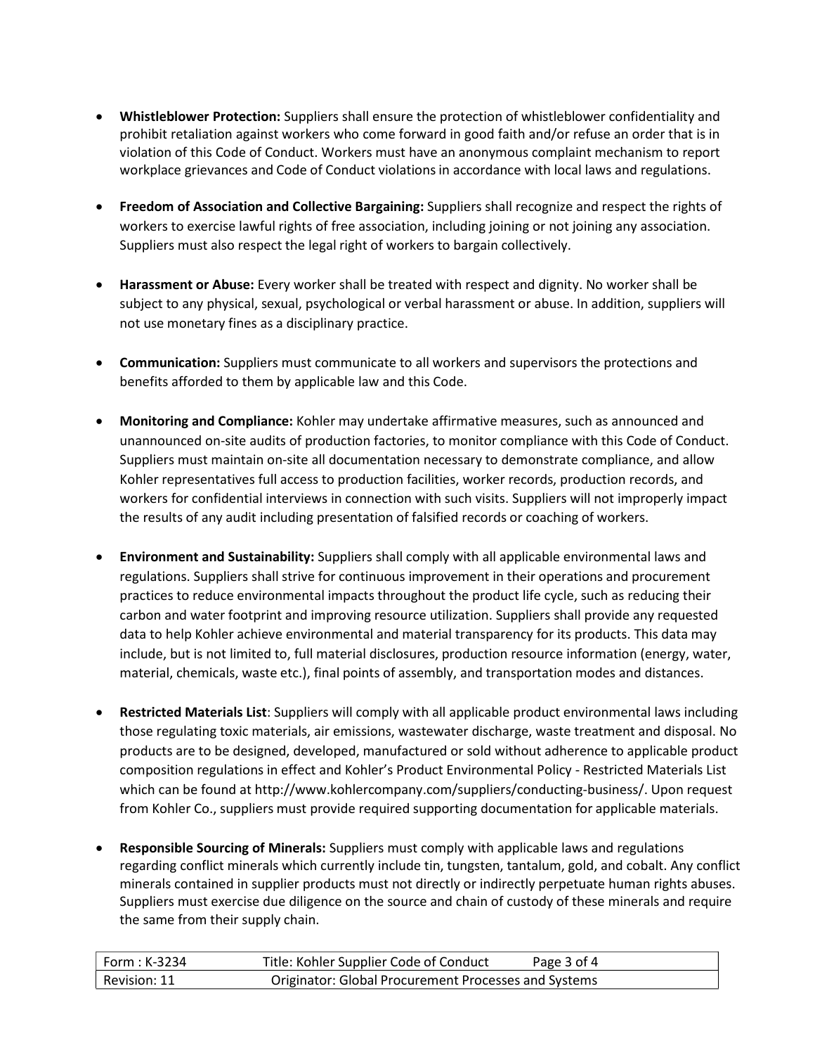- **Whistleblower Protection:** Suppliers shall ensure the protection of whistleblower confidentiality and prohibit retaliation against workers who come forward in good faith and/or refuse an order that is in violation of this Code of Conduct. Workers must have an anonymous complaint mechanism to report workplace grievances and Code of Conduct violations in accordance with local laws and regulations.

- **Freedom of Association and Collective Bargaining:** Suppliers shall recognize and respect the rights of workers to exercise lawful rights of free association, including joining or not joining any association. Suppliers must also respect the legal right of workers to bargain collectively.

- **Harassment or Abuse:** Every worker shall be treated with respect and dignity. No worker shall be subject to any physical, sexual, psychological or verbal harassment or abuse. In addition, suppliers will not use monetary fines as a disciplinary practice.

- **Communication:** Suppliers must communicate to all workers and supervisors the protections and benefits afforded to them by applicable law and this Code.

- **Monitoring and Compliance:** Kohler may undertake affirmative measures, such as announced and unannounced on-site audits of production factories, to monitor compliance with this Code of Conduct. Suppliers must maintain on-site all documentation necessary to demonstrate compliance, and allow Kohler representatives full access to production facilities, worker records, production records, and workers for confidential interviews in connection with such visits. Suppliers will not improperly impact the results of any audit including presentation of falsified records or coaching of workers.

- **Environment and Sustainability:** Suppliers shall comply with all applicable environmental laws and regulations. Suppliers shall strive for continuous improvement in their operations and procurement practices to reduce environmental impacts throughout the product life cycle, such as reducing their carbon and water footprint and improving resource utilization. Suppliers shall provide any requested data to help Kohler achieve environmental and material transparency for its products. This data may include, but is not limited to, full material disclosures, production resource information (energy, water, material, chemicals, waste etc.), final points of assembly, and transportation modes and distances.

- **Restricted Materials List**: Suppliers will comply with all applicable product environmental laws including those regulating toxic materials, air emissions, wastewater discharge, waste treatment and disposal. No products are to be designed, developed, manufactured or sold without adherence to applicable product composition regulations in effect and Kohler's Product Environmental Policy - Restricted Materials List which can be found at http://www.kohlercompany.com/suppliers/conducting-business/. Upon request from Kohler Co., suppliers must provide required supporting documentation for applicable materials.

- **Responsible Sourcing of Minerals:** Suppliers must comply with applicable laws and regulations regarding conflict minerals which currently include tin, tungsten, tantalum, gold, and cobalt. Any conflict minerals contained in supplier products must not directly or indirectly perpetuate human rights abuses. Suppliers must exercise due diligence on the source and chain of custody of these minerals and require the same from their supply chain.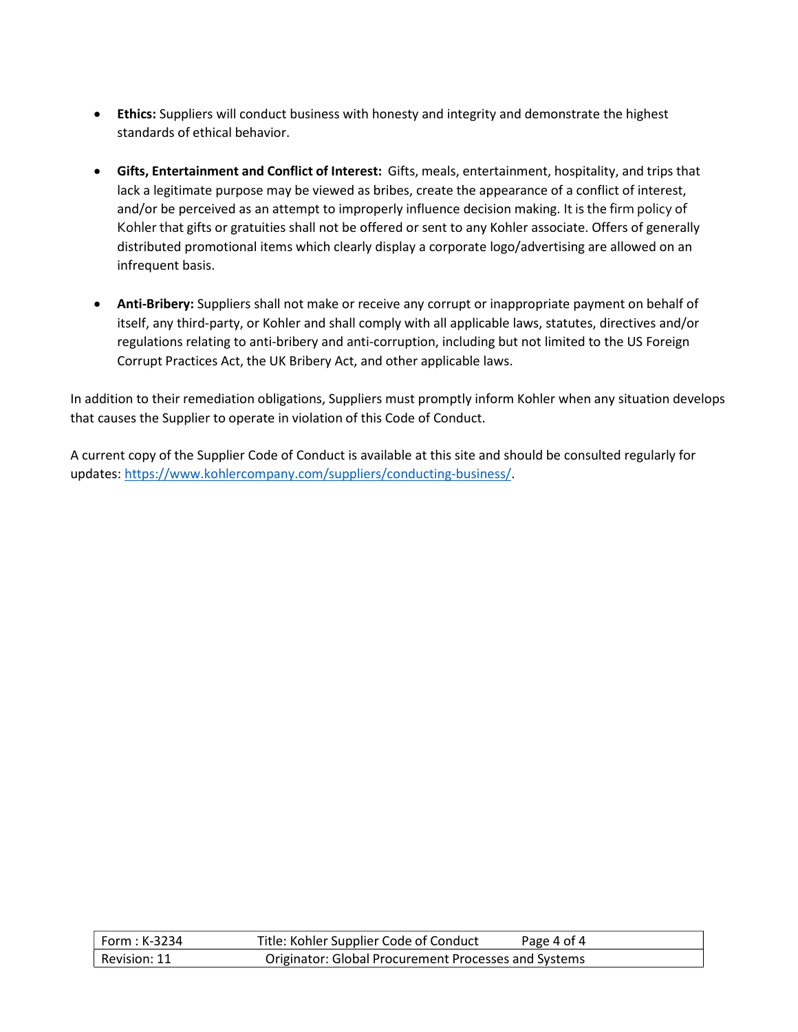- **Ethics:** Suppliers will conduct business with honesty and integrity and demonstrate the highest standards of ethical behavior.

- **Gifts, Entertainment and Conflict of Interest:** Gifts, meals, entertainment, hospitality, and trips that lack a legitimate purpose may be viewed as bribes, create the appearance of a conflict of interest, and/or be perceived as an attempt to improperly influence decision making. It is the firm policy of Kohler that gifts or gratuities shall not be offered or sent to any Kohler associate. Offers of generally distributed promotional items which clearly display a corporate logo/advertising are allowed on an infrequent basis.

- **Anti-Bribery:** Suppliers shall not make or receive any corrupt or inappropriate payment on behalf of itself, any third-party, or Kohler and shall comply with all applicable laws, statutes, directives and/or regulations relating to anti-bribery and anti-corruption, including but not limited to the US Foreign Corrupt Practices Act, the UK Bribery Act, and other applicable laws.

In addition to their remediation obligations, Suppliers must promptly inform Kohler when any situation develops that causes the Supplier to operate in violation of this Code of Conduct.

A current copy of the Supplier Code of Conduct is available at this site and should be consulted regularly for updates: [https://www.kohlercompany.com/suppliers/conducting-business/](https://www.kohlercompany.com/suppliers/conducting-business/).